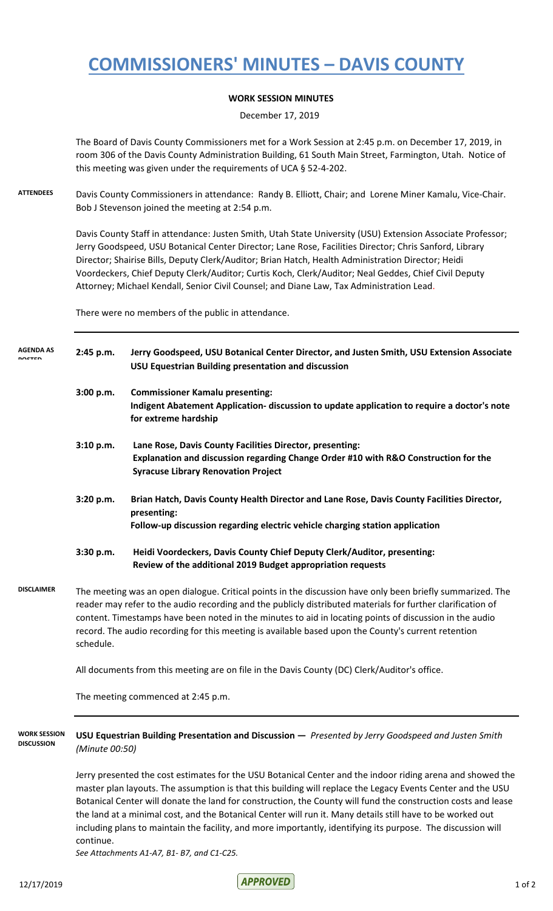# COMMISSIONERS' MINUTES – DAVIS COUNTY

**WORK SESSION MINUTES**

December 17, 2019

The Board of Davis County Commissioners met for a Work Session at 2:45 p.m. on December 17, 2019, in room 306 of the Davis County Administration Building, 61 South Main Street, Farmington, Utah. Notice of this meeting was given under the requirements of UCA § 52-4-202.

**ATTENDEES**

Davis County Commissioners in attendance: Randy B. Elliott, Chair; and Lorene Miner Kamalu, Vice-Chair. Bob J Stevenson joined the meeting at 2:54 p.m.

Davis County Staff in attendance: Justen Smith, Utah State University (USU) Extension Associate Professor; Jerry Goodspeed, USU Botanical Center Director; Lane Rose, Facilities Director; Chris Sanford, Library Director; Shairise Bills, Deputy Clerk/Auditor; Brian Hatch, Health Administration Director; Heidi Voordeckers, Chief Deputy Clerk/Auditor; Curtis Koch, Clerk/Auditor; Neal Geddes, Chief Civil Deputy Attorney; Michael Kendall, Senior Civil Counsel; and Diane Law, Tax Administration Lead.

There were no members of the public in attendance.

**AGENDA AS POSTED**

| | |
|---|---|
| 2:45 p.m. | **Jerry Goodspeed, USU Botanical Center Director, and Justen Smith, USU Extension Associate**<br>**USU Equestrian Building presentation and discussion** |
| 3:00 p.m. | **Commissioner Kamalu presenting:**<br>**Indigent Abatement Application- discussion to update application to require a doctor's note for extreme hardship** |
| 3:10 p.m. | **Lane Rose, Davis County Facilities Director, presenting:**<br>**Explanation and discussion regarding Change Order #10 with R&O Construction for the Syracuse Library Renovation Project** |
| 3:20 p.m. | **Brian Hatch, Davis County Health Director and Lane Rose, Davis County Facilities Director, presenting:**<br>**Follow-up discussion regarding electric vehicle charging station application** |
| 3:30 p.m. | **Heidi Voordeckers, Davis County Chief Deputy Clerk/Auditor, presenting:**<br>**Review of the additional 2019 Budget appropriation requests** |

**DISCLAIMER**

The meeting was an open dialogue. Critical points in the discussion have only been briefly summarized. The reader may refer to the audio recording and the publicly distributed materials for further clarification of content. Timestamps have been noted in the minutes to aid in locating points of discussion in the audio record. The audio recording for this meeting is available based upon the County's current retention schedule.

All documents from this meeting are on file in the Davis County (DC) Clerk/Auditor's office.

The meeting commenced at 2:45 p.m.

**WORK SESSION DISCUSSION**

**USU Equestrian Building Presentation and Discussion —** *Presented by Jerry Goodspeed and Justen Smith (Minute 00:50)*

Jerry presented the cost estimates for the USU Botanical Center and the indoor riding arena and showed the master plan layouts. The assumption is that this building will replace the Legacy Events Center and the USU Botanical Center will donate the land for construction, the County will fund the construction costs and lease the land at a minimal cost, and the Botanical Center will run it. Many details still have to be worked out including plans to maintain the facility, and more importantly, identifying its purpose. The discussion will continue.

*See Attachments A1-A7, B1- B7, and C1-C25.*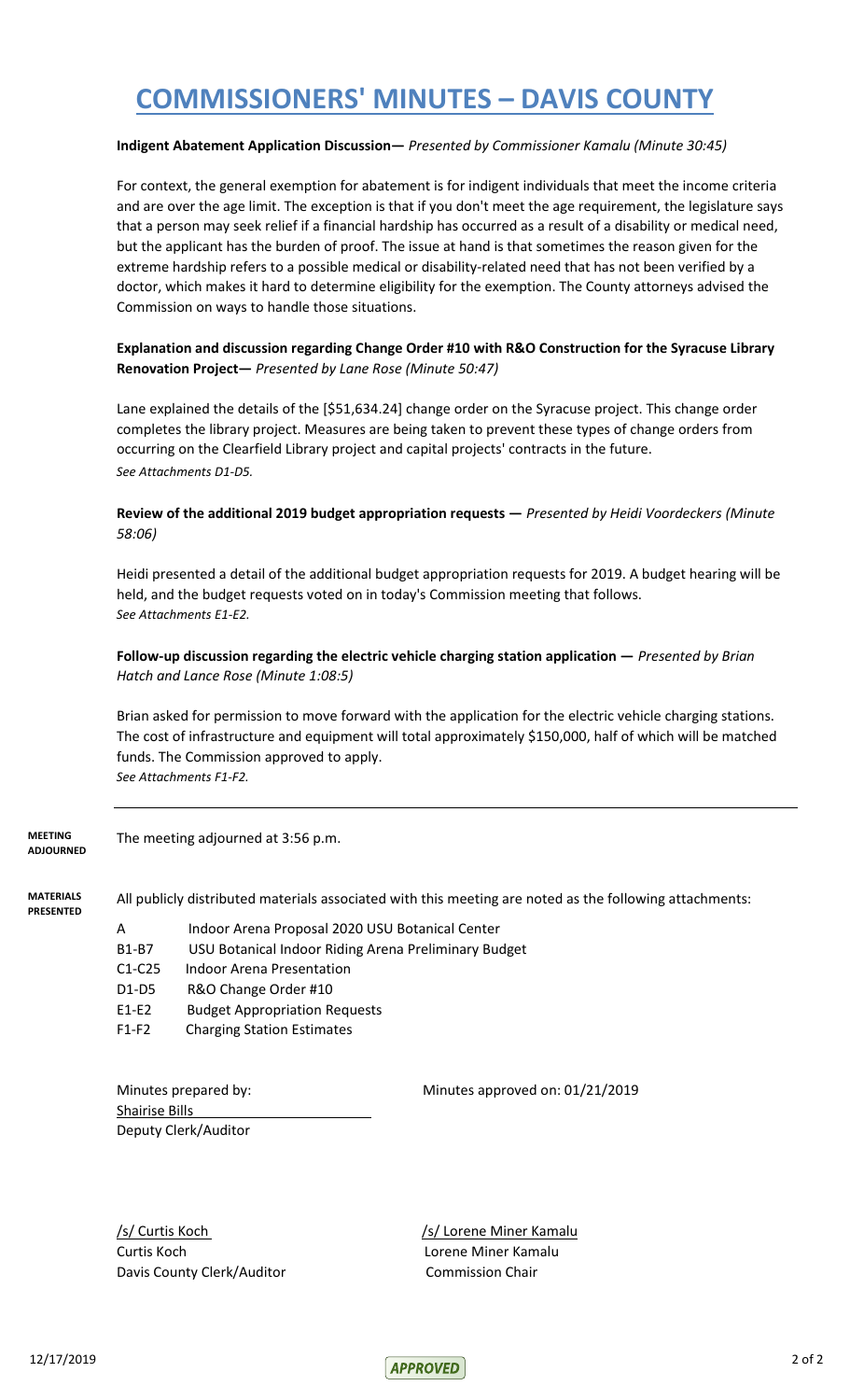# COMMISSIONERS' MINUTES – DAVIS COUNTY

**Indigent Abatement Application Discussion—** *Presented by Commissioner Kamalu (Minute 30:45)*

For context, the general exemption for abatement is for indigent individuals that meet the income criteria and are over the age limit. The exception is that if you don't meet the age requirement, the legislature says that a person may seek relief if a financial hardship has occurred as a result of a disability or medical need, but the applicant has the burden of proof. The issue at hand is that sometimes the reason given for the extreme hardship refers to a possible medical or disability-related need that has not been verified by a doctor, which makes it hard to determine eligibility for the exemption. The County attorneys advised the Commission on ways to handle those situations.

**Explanation and discussion regarding Change Order #10 with R&O Construction for the Syracuse Library Renovation Project—** *Presented by Lane Rose (Minute 50:47)*

Lane explained the details of the [$51,634.24] change order on the Syracuse project. This change order completes the library project. Measures are being taken to prevent these types of change orders from occurring on the Clearfield Library project and capital projects' contracts in the future.
*See Attachments D1-D5.*

**Review of the additional 2019 budget appropriation requests —** *Presented by Heidi Voordeckers (Minute 58:06)*

Heidi presented a detail of the additional budget appropriation requests for 2019. A budget hearing will be held, and the budget requests voted on in today's Commission meeting that follows.
*See Attachments E1-E2.*

**Follow-up discussion regarding the electric vehicle charging station application —** *Presented by Brian Hatch and Lance Rose (Minute 1:08:5)*

Brian asked for permission to move forward with the application for the electric vehicle charging stations. The cost of infrastructure and equipment will total approximately $150,000, half of which will be matched funds. The Commission approved to apply.
*See Attachments F1-F2.*

---

**MEETING ADJOURNED**

The meeting adjourned at 3:56 p.m.

**MATERIALS PRESENTED**

All publicly distributed materials associated with this meeting are noted as the following attachments:

- A Indoor Arena Proposal 2020 USU Botanical Center
- B1-B7 USU Botanical Indoor Riding Arena Preliminary Budget
- C1-C25 Indoor Arena Presentation
- D1-D5 R&O Change Order #10
- E1-E2 Budget Appropriation Requests
- F1-F2 Charging Station Estimates

Minutes prepared by: Shairise Bills, Deputy Clerk/Auditor

Minutes approved on: 01/21/2019

/s/ Curtis Koch
Curtis Koch
Davis County Clerk/Auditor

/s/ Lorene Miner Kamalu
Lorene Miner Kamalu
Commission Chair

12/17/2019

APPROVED